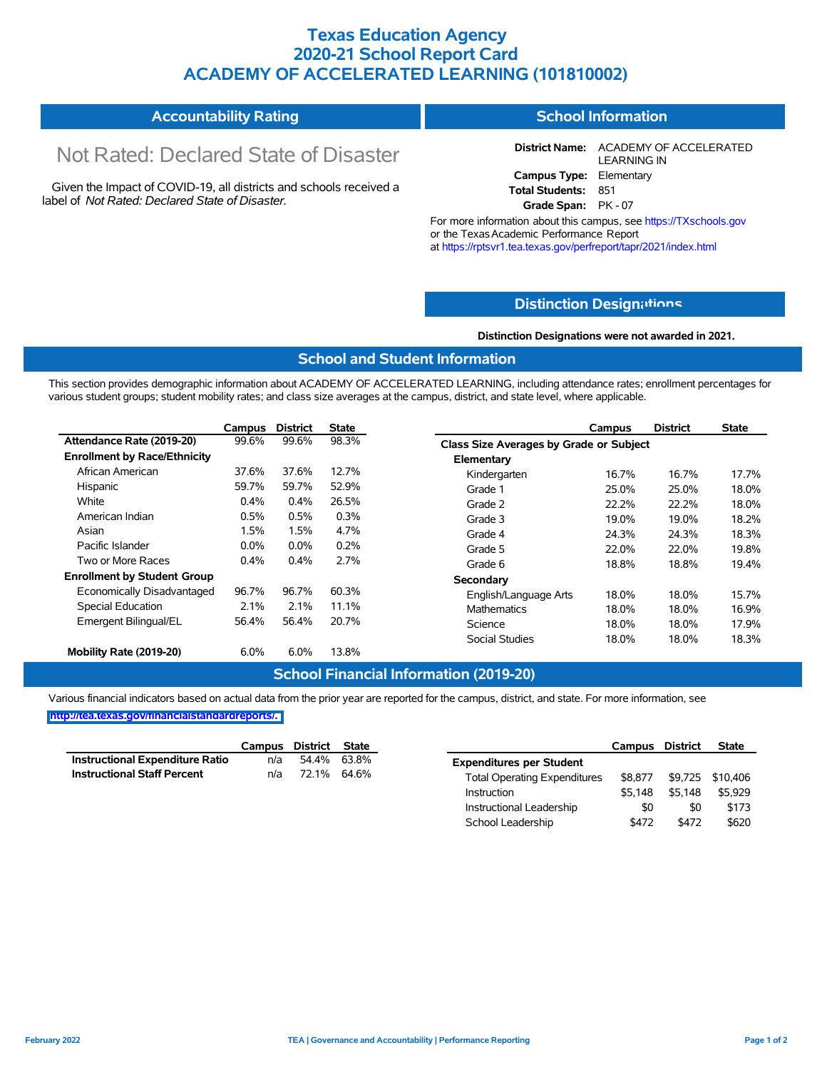# Texas Education Agency
# 2020-21 School Report Card
# ACADEMY OF ACCELERATED LEARNING (101810002)

## Accountability Rating

Not Rated: Declared State of Disaster

Given the Impact of COVID-19, all districts and schools received a label of *Not Rated: Declared State of Disaster*.

## School Information

**District Name:** ACADEMY OF ACCELERATED LEARNING IN
**Campus Type:** Elementary
**Total Students:** 851
**Grade Span:** PK - 07

For more information about this campus, see https://TXschools.gov or the Texas Academic Performance Report at https://rptsvr1.tea.texas.gov/perfreport/tapr/2021/index.html

## Distinction Designations

**Distinction Designations were not awarded in 2021.**

## School and Student Information

This section provides demographic information about ACADEMY OF ACCELERATED LEARNING, including attendance rates; enrollment percentages for various student groups; student mobility rates; and class size averages at the campus, district, and state level, where applicable.

| | Campus | District | State |
|---|---|---|---|
| **Attendance Rate (2019-20)** | 99.6% | 99.6% | 98.3% |
| **Enrollment by Race/Ethnicity** | | | |
| African American | 37.6% | 37.6% | 12.7% |
| Hispanic | 59.7% | 59.7% | 52.9% |
| White | 0.4% | 0.4% | 26.5% |
| American Indian | 0.5% | 0.5% | 0.3% |
| Asian | 1.5% | 1.5% | 4.7% |
| Pacific Islander | 0.0% | 0.0% | 0.2% |
| Two or More Races | 0.4% | 0.4% | 2.7% |
| **Enrollment by Student Group** | | | |
| Economically Disadvantaged | 96.7% | 96.7% | 60.3% |
| Special Education | 2.1% | 2.1% | 11.1% |
| Emergent Bilingual/EL | 56.4% | 56.4% | 20.7% |
| **Mobility Rate (2019-20)** | 6.0% | 6.0% | 13.8% |

| | Campus | District | State |
|---|---|---|---|
| **Class Size Averages by Grade or Subject** | | | |
| **Elementary** | | | |
| Kindergarten | 16.7% | 16.7% | 17.7% |
| Grade 1 | 25.0% | 25.0% | 18.0% |
| Grade 2 | 22.2% | 22.2% | 18.0% |
| Grade 3 | 19.0% | 19.0% | 18.2% |
| Grade 4 | 24.3% | 24.3% | 18.3% |
| Grade 5 | 22.0% | 22.0% | 19.8% |
| Grade 6 | 18.8% | 18.8% | 19.4% |
| **Secondary** | | | |
| English/Language Arts | 18.0% | 18.0% | 15.7% |
| Mathematics | 18.0% | 18.0% | 16.9% |
| Science | 18.0% | 18.0% | 17.9% |
| Social Studies | 18.0% | 18.0% | 18.3% |

## School Financial Information (2019-20)

Various financial indicators based on actual data from the prior year are reported for the campus, district, and state. For more information, see http://tea.texas.gov/financialstandardreports/.

| | Campus | District | State |
|---|---|---|---|
| **Instructional Expenditure Ratio** | n/a | 54.4% | 63.8% |
| **Instructional Staff Percent** | n/a | 72.1% | 64.6% |

| | Campus | District | State |
|---|---|---|---|
| **Expenditures per Student** | | | |
| Total Operating Expenditures | $8,877 | $9,725 | $10,406 |
| Instruction | $5,148 | $5,148 | $5,929 |
| Instructional Leadership | $0 | $0 | $173 |
| School Leadership | $472 | $472 | $620 |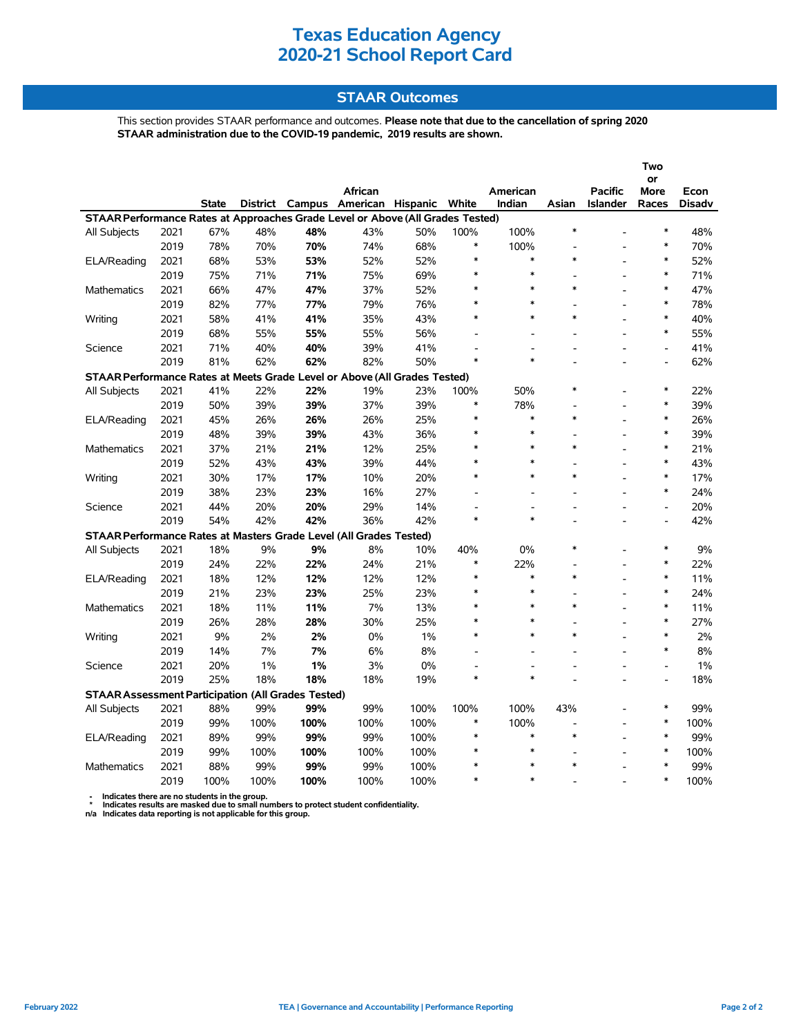# Texas Education Agency
# 2020-21 School Report Card

## STAAR Outcomes

This section provides STAAR performance and outcomes. **Please note that due to the cancellation of spring 2020 STAAR administration due to the COVID-19 pandemic, 2019 results are shown.**

| | | State | District | Campus | African American | Hispanic | White | American Indian | Asian | Pacific Islander | Two or More Races | Econ Disadv |
|---|---|---|---|---|---|---|---|---|---|---|---|---|
| **STAAR Performance Rates at Approaches Grade Level or Above (All Grades Tested)** | | | | | | | | | | | | |
| All Subjects | 2021 | 67% | 48% | **48%** | 43% | 50% | 100% | 100% | * | - | * | 48% |
| | 2019 | 78% | 70% | **70%** | 74% | 68% | * | 100% | - | - | * | 70% |
| ELA/Reading | 2021 | 68% | 53% | **53%** | 52% | 52% | * | * | * | - | * | 52% |
| | 2019 | 75% | 71% | **71%** | 75% | 69% | * | * | - | - | * | 71% |
| Mathematics | 2021 | 66% | 47% | **47%** | 37% | 52% | * | * | * | - | * | 47% |
| | 2019 | 82% | 77% | **77%** | 79% | 76% | * | * | - | - | * | 78% |
| Writing | 2021 | 58% | 41% | **41%** | 35% | 43% | * | * | * | - | * | 40% |
| | 2019 | 68% | 55% | **55%** | 55% | 56% | - | - | - | - | * | 55% |
| Science | 2021 | 71% | 40% | **40%** | 39% | 41% | - | - | - | - | - | 41% |
| | 2019 | 81% | 62% | **62%** | 82% | 50% | * | * | - | - | - | 62% |
| **STAAR Performance Rates at Meets Grade Level or Above (All Grades Tested)** | | | | | | | | | | | | |
| All Subjects | 2021 | 41% | 22% | **22%** | 19% | 23% | 100% | 50% | * | - | * | 22% |
| | 2019 | 50% | 39% | **39%** | 37% | 39% | * | 78% | - | - | * | 39% |
| ELA/Reading | 2021 | 45% | 26% | **26%** | 26% | 25% | * | * | * | - | * | 26% |
| | 2019 | 48% | 39% | **39%** | 43% | 36% | * | * | - | - | * | 39% |
| Mathematics | 2021 | 37% | 21% | **21%** | 12% | 25% | * | * | * | - | * | 21% |
| | 2019 | 52% | 43% | **43%** | 39% | 44% | * | * | - | - | * | 43% |
| Writing | 2021 | 30% | 17% | **17%** | 10% | 20% | * | * | * | - | * | 17% |
| | 2019 | 38% | 23% | **23%** | 16% | 27% | - | - | - | - | * | 24% |
| Science | 2021 | 44% | 20% | **20%** | 29% | 14% | - | - | - | - | - | 20% |
| | 2019 | 54% | 42% | **42%** | 36% | 42% | * | * | - | - | - | 42% |
| **STAAR Performance Rates at Masters Grade Level (All Grades Tested)** | | | | | | | | | | | | |
| All Subjects | 2021 | 18% | 9% | **9%** | 8% | 10% | 40% | 0% | * | - | * | 9% |
| | 2019 | 24% | 22% | **22%** | 24% | 21% | * | 22% | - | - | * | 22% |
| ELA/Reading | 2021 | 18% | 12% | **12%** | 12% | 12% | * | * | * | - | * | 11% |
| | 2019 | 21% | 23% | **23%** | 25% | 23% | * | * | - | - | * | 24% |
| Mathematics | 2021 | 18% | 11% | **11%** | 7% | 13% | * | * | * | - | * | 11% |
| | 2019 | 26% | 28% | **28%** | 30% | 25% | * | * | - | - | * | 27% |
| Writing | 2021 | 9% | 2% | **2%** | 0% | 1% | * | * | * | - | * | 2% |
| | 2019 | 14% | 7% | **7%** | 6% | 8% | - | - | - | - | * | 8% |
| Science | 2021 | 20% | 1% | **1%** | 3% | 0% | - | - | - | - | - | 1% |
| | 2019 | 25% | 18% | **18%** | 18% | 19% | * | * | - | - | - | 18% |
| **STAAR Assessment Participation (All Grades Tested)** | | | | | | | | | | | | |
| All Subjects | 2021 | 88% | 99% | **99%** | 99% | 100% | 100% | 100% | 43% | - | * | 99% |
| | 2019 | 99% | 100% | **100%** | 100% | 100% | * | 100% | - | - | * | 100% |
| ELA/Reading | 2021 | 89% | 99% | **99%** | 99% | 100% | * | * | * | - | * | 99% |
| | 2019 | 99% | 100% | **100%** | 100% | 100% | * | * | - | - | * | 100% |
| Mathematics | 2021 | 88% | 99% | **99%** | 99% | 100% | * | * | * | - | * | 99% |
| | 2019 | 100% | 100% | **100%** | 100% | 100% | * | * | - | - | * | 100% |

- Indicates there are no students in the group.
\* Indicates results are masked due to small numbers to protect student confidentiality.
n/a Indicates data reporting is not applicable for this group.